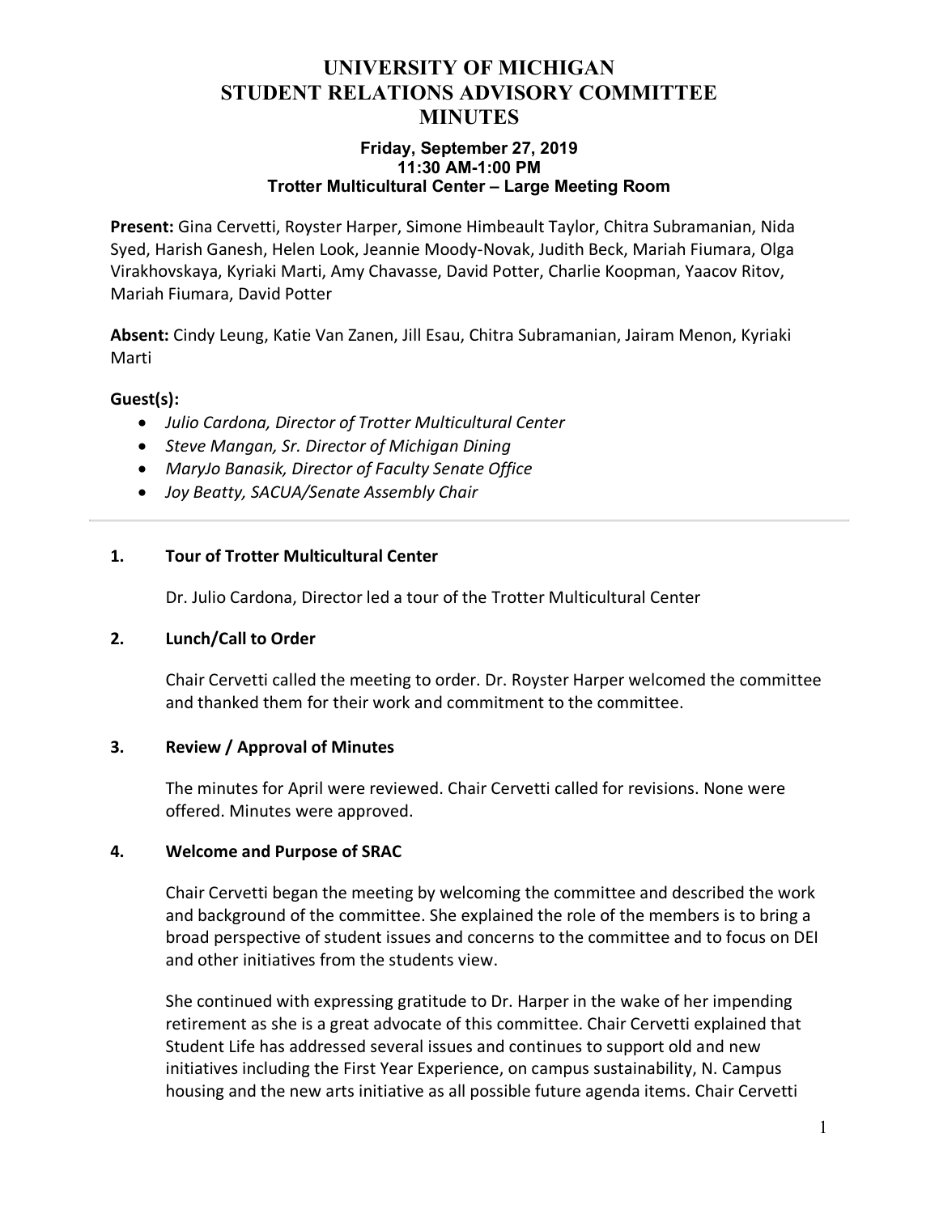# UNIVERSITY OF MICHIGAN
# STUDENT RELATIONS ADVISORY COMMITTEE
# MINUTES

**Friday, September 27, 2019**
**11:30 AM-1:00 PM**
**Trotter Multicultural Center – Large Meeting Room**

**Present:** Gina Cervetti, Royster Harper, Simone Himbeault Taylor, Chitra Subramanian, Nida Syed, Harish Ganesh, Helen Look, Jeannie Moody-Novak, Judith Beck, Mariah Fiumara, Olga Virakhovskaya, Kyriaki Marti, Amy Chavasse, David Potter, Charlie Koopman, Yaacov Ritov, Mariah Fiumara, David Potter

**Absent:** Cindy Leung, Katie Van Zanen, Jill Esau, Chitra Subramanian, Jairam Menon, Kyriaki Marti

**Guest(s):**

- *Julio Cardona, Director of Trotter Multicultural Center*
- *Steve Mangan, Sr. Director of Michigan Dining*
- *MaryJo Banasik, Director of Faculty Senate Office*
- *Joy Beatty, SACUA/Senate Assembly Chair*

---

### 1. Tour of Trotter Multicultural Center

Dr. Julio Cardona, Director led a tour of the Trotter Multicultural Center

### 2. Lunch/Call to Order

Chair Cervetti called the meeting to order. Dr. Royster Harper welcomed the committee and thanked them for their work and commitment to the committee.

### 3. Review / Approval of Minutes

The minutes for April were reviewed. Chair Cervetti called for revisions. None were offered. Minutes were approved.

### 4. Welcome and Purpose of SRAC

Chair Cervetti began the meeting by welcoming the committee and described the work and background of the committee. She explained the role of the members is to bring a broad perspective of student issues and concerns to the committee and to focus on DEI and other initiatives from the students view.

She continued with expressing gratitude to Dr. Harper in the wake of her impending retirement as she is a great advocate of this committee. Chair Cervetti explained that Student Life has addressed several issues and continues to support old and new initiatives including the First Year Experience, on campus sustainability, N. Campus housing and the new arts initiative as all possible future agenda items. Chair Cervetti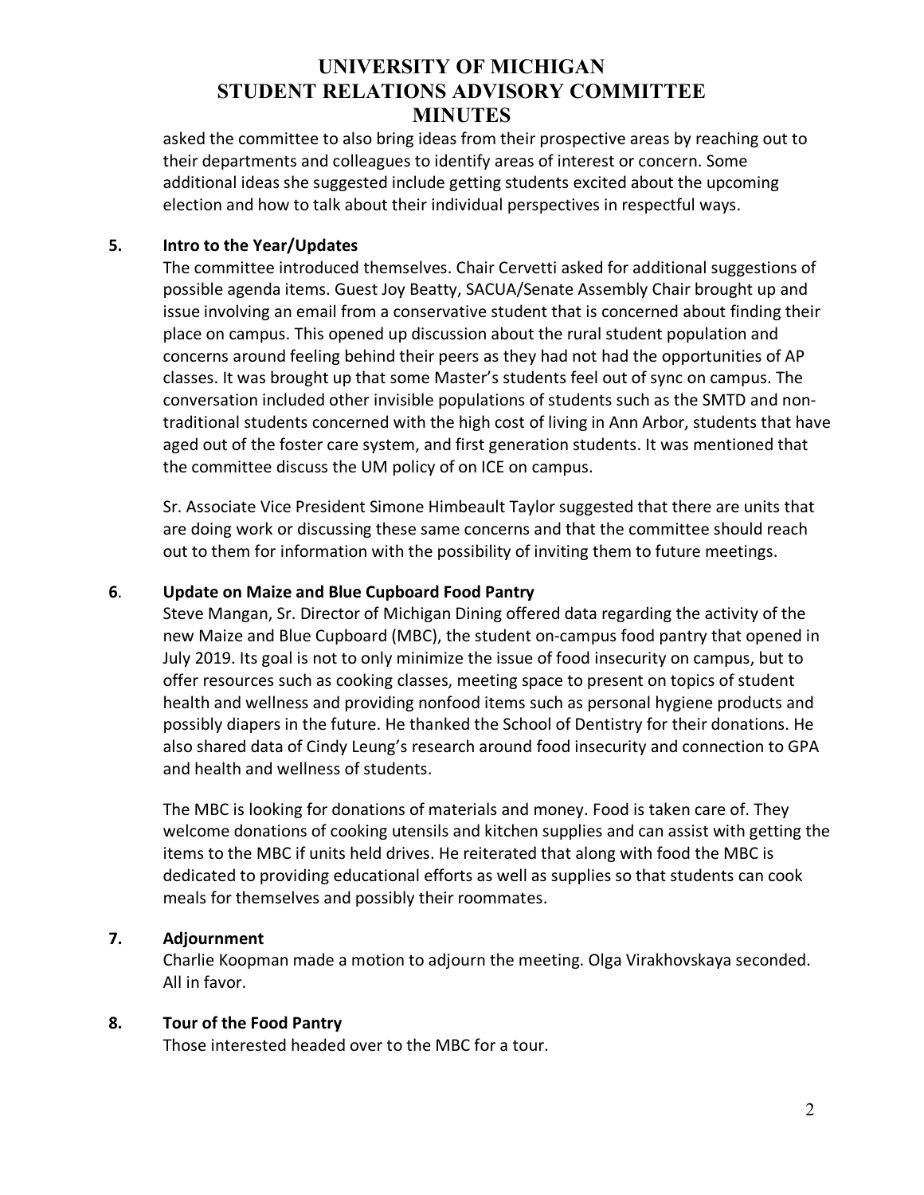asked the committee to also bring ideas from their prospective areas by reaching out to their departments and colleagues to identify areas of interest or concern. Some additional ideas she suggested include getting students excited about the upcoming election and how to talk about their individual perspectives in respectful ways.

**5. Intro to the Year/Updates**

The committee introduced themselves. Chair Cervetti asked for additional suggestions of possible agenda items. Guest Joy Beatty, SACUA/Senate Assembly Chair brought up and issue involving an email from a conservative student that is concerned about finding their place on campus. This opened up discussion about the rural student population and concerns around feeling behind their peers as they had not had the opportunities of AP classes. It was brought up that some Master's students feel out of sync on campus. The conversation included other invisible populations of students such as the SMTD and non-traditional students concerned with the high cost of living in Ann Arbor, students that have aged out of the foster care system, and first generation students. It was mentioned that the committee discuss the UM policy of on ICE on campus.

Sr. Associate Vice President Simone Himbeault Taylor suggested that there are units that are doing work or discussing these same concerns and that the committee should reach out to them for information with the possibility of inviting them to future meetings.

**6. Update on Maize and Blue Cupboard Food Pantry**

Steve Mangan, Sr. Director of Michigan Dining offered data regarding the activity of the new Maize and Blue Cupboard (MBC), the student on-campus food pantry that opened in July 2019. Its goal is not to only minimize the issue of food insecurity on campus, but to offer resources such as cooking classes, meeting space to present on topics of student health and wellness and providing nonfood items such as personal hygiene products and possibly diapers in the future. He thanked the School of Dentistry for their donations. He also shared data of Cindy Leung's research around food insecurity and connection to GPA and health and wellness of students.

The MBC is looking for donations of materials and money. Food is taken care of. They welcome donations of cooking utensils and kitchen supplies and can assist with getting the items to the MBC if units held drives. He reiterated that along with food the MBC is dedicated to providing educational efforts as well as supplies so that students can cook meals for themselves and possibly their roommates.

**7. Adjournment**

Charlie Koopman made a motion to adjourn the meeting. Olga Virakhovskaya seconded. All in favor.

**8. Tour of the Food Pantry**

Those interested headed over to the MBC for a tour.